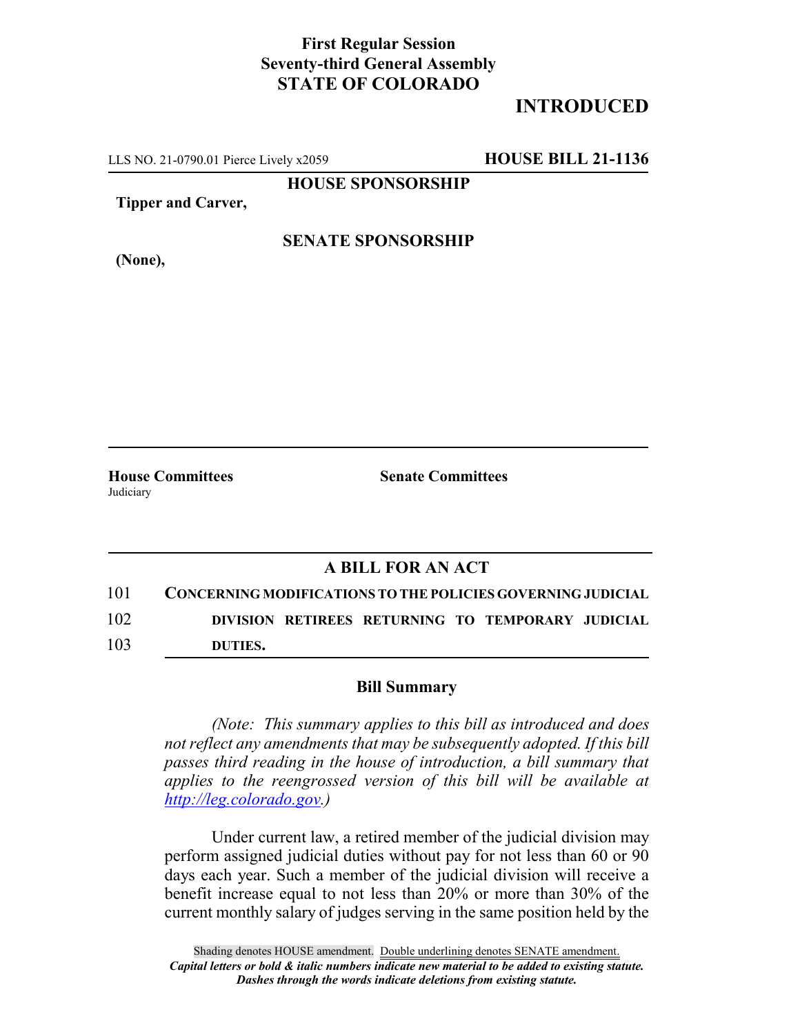**First Regular Session**
**Seventy-third General Assembly**
**STATE OF COLORADO**

# INTRODUCED

LLS NO. 21-0790.01 Pierce Lively x2059 **HOUSE BILL 21-1136**

**HOUSE SPONSORSHIP**

**Tipper and Carver,**

**SENATE SPONSORSHIP**

**(None),**

**House Committees**
Judiciary

**Senate Committees**

## A BILL FOR AN ACT

101 **CONCERNING MODIFICATIONS TO THE POLICIES GOVERNING JUDICIAL**
102 **DIVISION RETIREES RETURNING TO TEMPORARY JUDICIAL**
103 **DUTIES.**

### Bill Summary

*(Note: This summary applies to this bill as introduced and does not reflect any amendments that may be subsequently adopted. If this bill passes third reading in the house of introduction, a bill summary that applies to the reengrossed version of this bill will be available at http://leg.colorado.gov.)*

Under current law, a retired member of the judicial division may perform assigned judicial duties without pay for not less than 60 or 90 days each year. Such a member of the judicial division will receive a benefit increase equal to not less than 20% or more than 30% of the current monthly salary of judges serving in the same position held by the

Shading denotes HOUSE amendment. Double underlining denotes SENATE amendment.
*Capital letters or bold & italic numbers indicate new material to be added to existing statute.*
*Dashes through the words indicate deletions from existing statute.*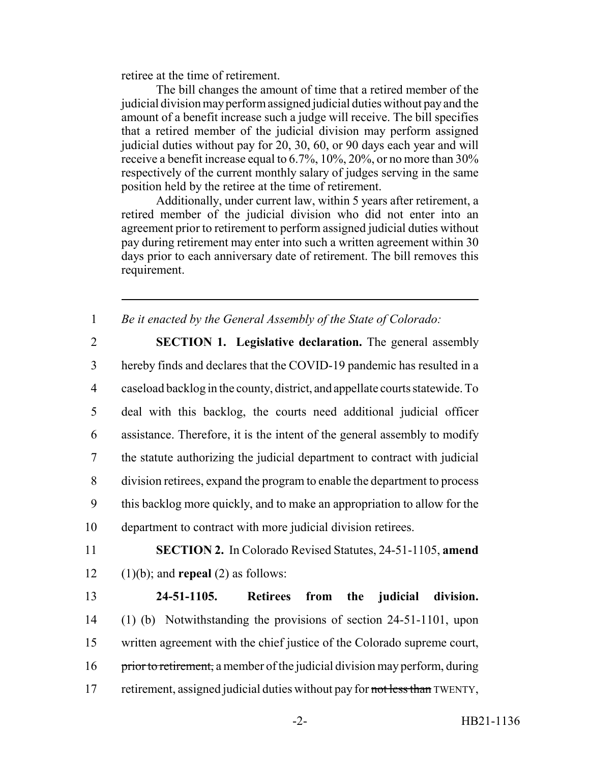retiree at the time of retirement.

The bill changes the amount of time that a retired member of the judicial division may perform assigned judicial duties without pay and the amount of a benefit increase such a judge will receive. The bill specifies that a retired member of the judicial division may perform assigned judicial duties without pay for 20, 30, 60, or 90 days each year and will receive a benefit increase equal to 6.7%, 10%, 20%, or no more than 30% respectively of the current monthly salary of judges serving in the same position held by the retiree at the time of retirement.

Additionally, under current law, within 5 years after retirement, a retired member of the judicial division who did not enter into an agreement prior to retirement to perform assigned judicial duties without pay during retirement may enter into such a written agreement within 30 days prior to each anniversary date of retirement. The bill removes this requirement.

---

1 *Be it enacted by the General Assembly of the State of Colorado:*

2 **SECTION 1. Legislative declaration.** The general assembly
3 hereby finds and declares that the COVID-19 pandemic has resulted in a
4 caseload backlog in the county, district, and appellate courts statewide. To
5 deal with this backlog, the courts need additional judicial officer
6 assistance. Therefore, it is the intent of the general assembly to modify
7 the statute authorizing the judicial department to contract with judicial
8 division retirees, expand the program to enable the department to process
9 this backlog more quickly, and to make an appropriation to allow for the
10 department to contract with more judicial division retirees.

11 **SECTION 2.** In Colorado Revised Statutes, 24-51-1105, **amend**
12 (1)(b); and **repeal** (2) as follows:

13 **24-51-1105. Retirees from the judicial division.**
14 (1) (b) Notwithstanding the provisions of section 24-51-1101, upon
15 written agreement with the chief justice of the Colorado supreme court,
16 ~~prior to retirement,~~ a member of the judicial division may perform, during
17 retirement, assigned judicial duties without pay for ~~not less than~~ TWENTY,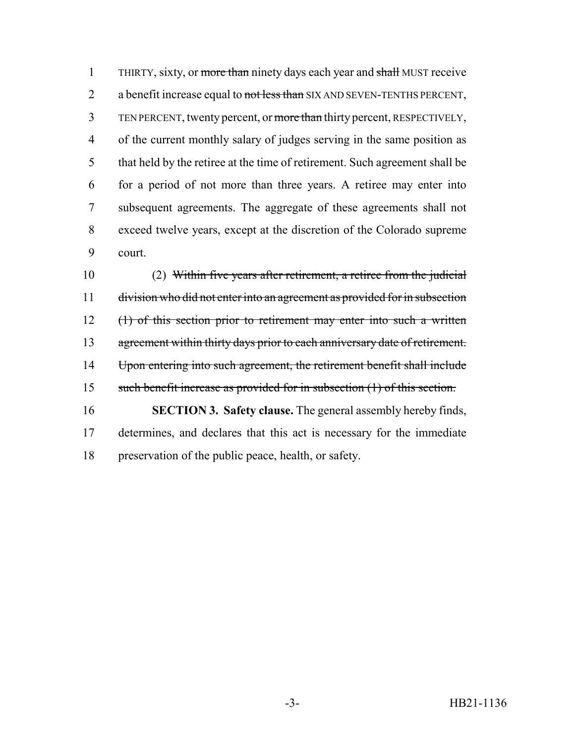THIRTY, sixty, or ~~more than~~ ninety days each year and ~~shall~~ MUST receive a benefit increase equal to ~~not less than~~ SIX AND SEVEN-TENTHS PERCENT, TEN PERCENT, twenty percent, or ~~more than~~ thirty percent, RESPECTIVELY, of the current monthly salary of judges serving in the same position as that held by the retiree at the time of retirement. Such agreement shall be for a period of not more than three years. A retiree may enter into subsequent agreements. The aggregate of these agreements shall not exceed twelve years, except at the discretion of the Colorado supreme court.

(2) ~~Within five years after retirement, a retiree from the judicial division who did not enter into an agreement as provided for in subsection (1) of this section prior to retirement may enter into such a written agreement within thirty days prior to each anniversary date of retirement. Upon entering into such agreement, the retirement benefit shall include such benefit increase as provided for in subsection (1) of this section.~~

**SECTION 3. Safety clause.** The general assembly hereby finds, determines, and declares that this act is necessary for the immediate preservation of the public peace, health, or safety.